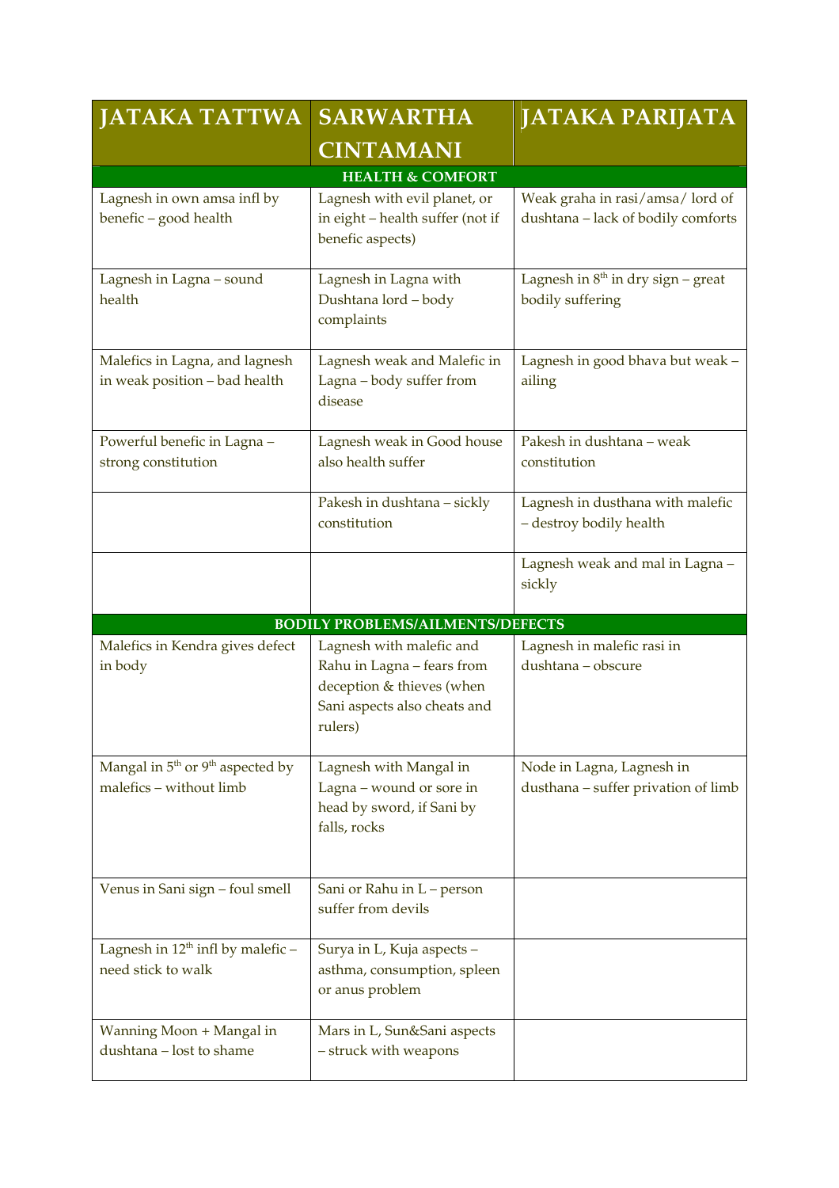| JATAKA TATTWA | SARWARTHA CINTAMANI | JATAKA PARIJATA |
|---|---|---|
| **HEALTH & COMFORT** | | |
| Lagnesh in own amsa infl by benefic – good health | Lagnesh with evil planet, or in eight – health suffer (not if benefic aspects) | Weak graha in rasi/amsa/ lord of dushtana – lack of bodily comforts |
| Lagnesh in Lagna – sound health | Lagnesh in Lagna with Dushtana lord – body complaints | Lagnesh in 8th in dry sign – great bodily suffering |
| Malefics in Lagna, and lagnesh in weak position – bad health | Lagnesh weak and Malefic in Lagna – body suffer from disease | Lagnesh in good bhava but weak – ailing |
| Powerful benefic in Lagna – strong constitution | Lagnesh weak in Good house also health suffer | Pakesh in dushtana – weak constitution |
| | Pakesh in dushtana – sickly constitution | Lagnesh in dusthana with malefic – destroy bodily health |
| | | Lagnesh weak and mal in Lagna – sickly |
| **BODILY PROBLEMS/AILMENTS/DEFECTS** | | |
| Malefics in Kendra gives defect in body | Lagnesh with malefic and Rahu in Lagna – fears from deception & thieves (when Sani aspects also cheats and rulers) | Lagnesh in malefic rasi in dushtana – obscure |
| Mangal in 5th or 9th aspected by malefics – without limb | Lagnesh with Mangal in Lagna – wound or sore in head by sword, if Sani by falls, rocks | Node in Lagna, Lagnesh in dusthana – suffer privation of limb |
| Venus in Sani sign – foul smell | Sani or Rahu in L – person suffer from devils | |
| Lagnesh in 12th infl by malefic – need stick to walk | Surya in L, Kuja aspects – asthma, consumption, spleen or anus problem | |
| Wanning Moon + Mangal in dushtana – lost to shame | Mars in L, Sun&Sani aspects – struck with weapons | |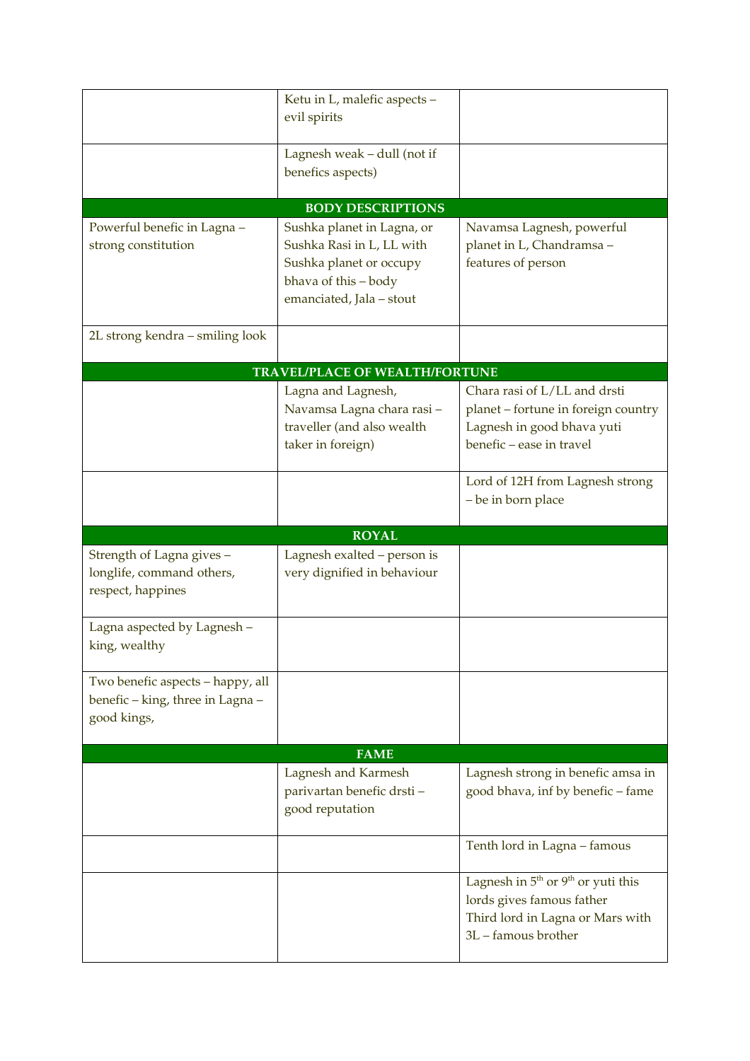| | | |
|---|---|---|
| | Ketu in L, malefic aspects – evil spirits | |
| | Lagnesh weak – dull (not if benefics aspects) | |
| **BODY DESCRIPTIONS** | | |
| Powerful benefic in Lagna – strong constitution | Sushka planet in Lagna, or Sushka Rasi in L, LL with Sushka planet or occupy bhava of this – body emanciated, Jala – stout | Navamsa Lagnesh, powerful planet in L, Chandramsa – features of person |
| 2L strong kendra – smiling look | | |
| **TRAVEL/PLACE OF WEALTH/FORTUNE** | | |
| | Lagna and Lagnesh, Navamsa Lagna chara rasi – traveller (and also wealth taker in foreign) | Chara rasi of L/LL and drsti planet – fortune in foreign country<br>Lagnesh in good bhava yuti benefic – ease in travel |
| | | Lord of 12H from Lagnesh strong – be in born place |
| **ROYAL** | | |
| Strength of Lagna gives – longlife, command others, respect, happines | Lagnesh exalted – person is very dignified in behaviour | |
| Lagna aspected by Lagnesh – king, wealthy | | |
| Two benefic aspects – happy, all benefic – king, three in Lagna – good kings, | | |
| **FAME** | | |
| | Lagnesh and Karmesh parivartan benefic drsti – good reputation | Lagnesh strong in benefic amsa in good bhava, inf by benefic – fame |
| | | Tenth lord in Lagna – famous |
| | | Lagnesh in 5th or 9th or yuti this lords gives famous father<br>Third lord in Lagna or Mars with 3L – famous brother |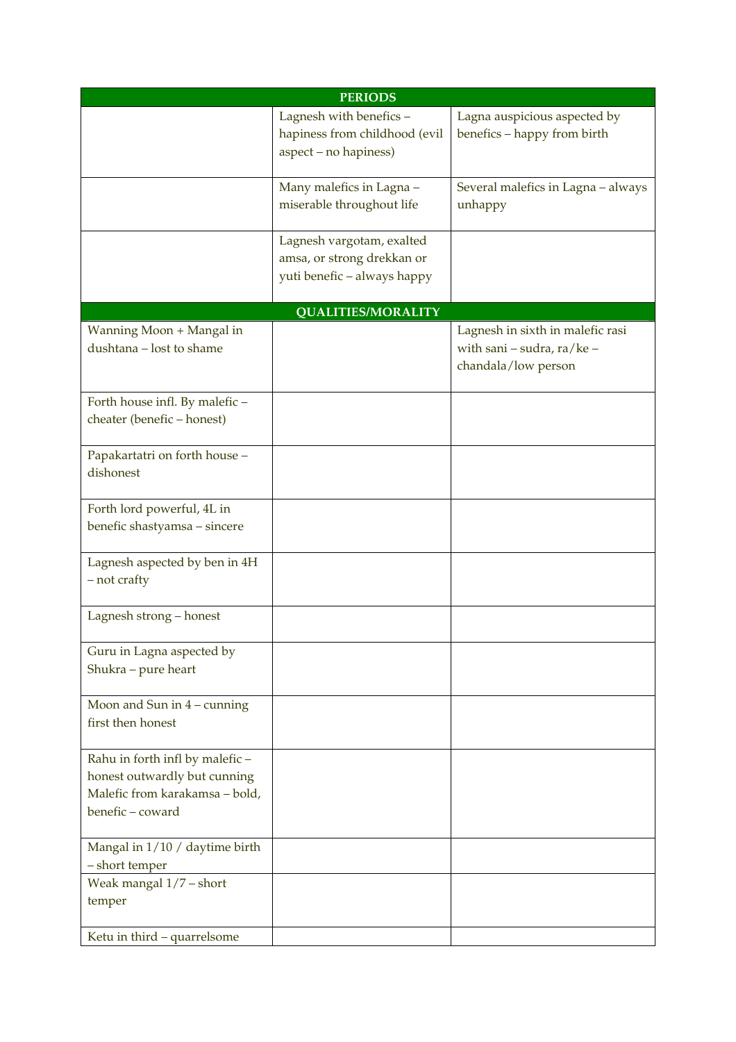| PERIODS | | |
|---|---|---|
| | Lagnesh with benefics – hapiness from childhood (evil aspect – no hapiness) | Lagna auspicious aspected by benefics – happy from birth |
| | Many malefics in Lagna – miserable throughout life | Several malefics in Lagna – always unhappy |
| | Lagnesh vargotam, exalted amsa, or strong drekkan or yuti benefic – always happy | |
| **QUALITIES/MORALITY** | | |
| Wanning Moon + Mangal in dushtana – lost to shame | | Lagnesh in sixth in malefic rasi with sani – sudra, ra/ke – chandala/low person |
| Forth house infl. By malefic – cheater (benefic – honest) | | |
| Papakartatri on forth house – dishonest | | |
| Forth lord powerful, 4L in benefic shastyamsa – sincere | | |
| Lagnesh aspected by ben in 4H – not crafty | | |
| Lagnesh strong – honest | | |
| Guru in Lagna aspected by Shukra – pure heart | | |
| Moon and Sun in 4 – cunning first then honest | | |
| Rahu in forth infl by malefic – honest outwardly but cunning<br>Malefic from karakamsa – bold, benefic – coward | | |
| Mangal in 1/10 / daytime birth – short temper | | |
| Weak mangal 1/7 – short temper | | |
| Ketu in third – quarrelsome | | |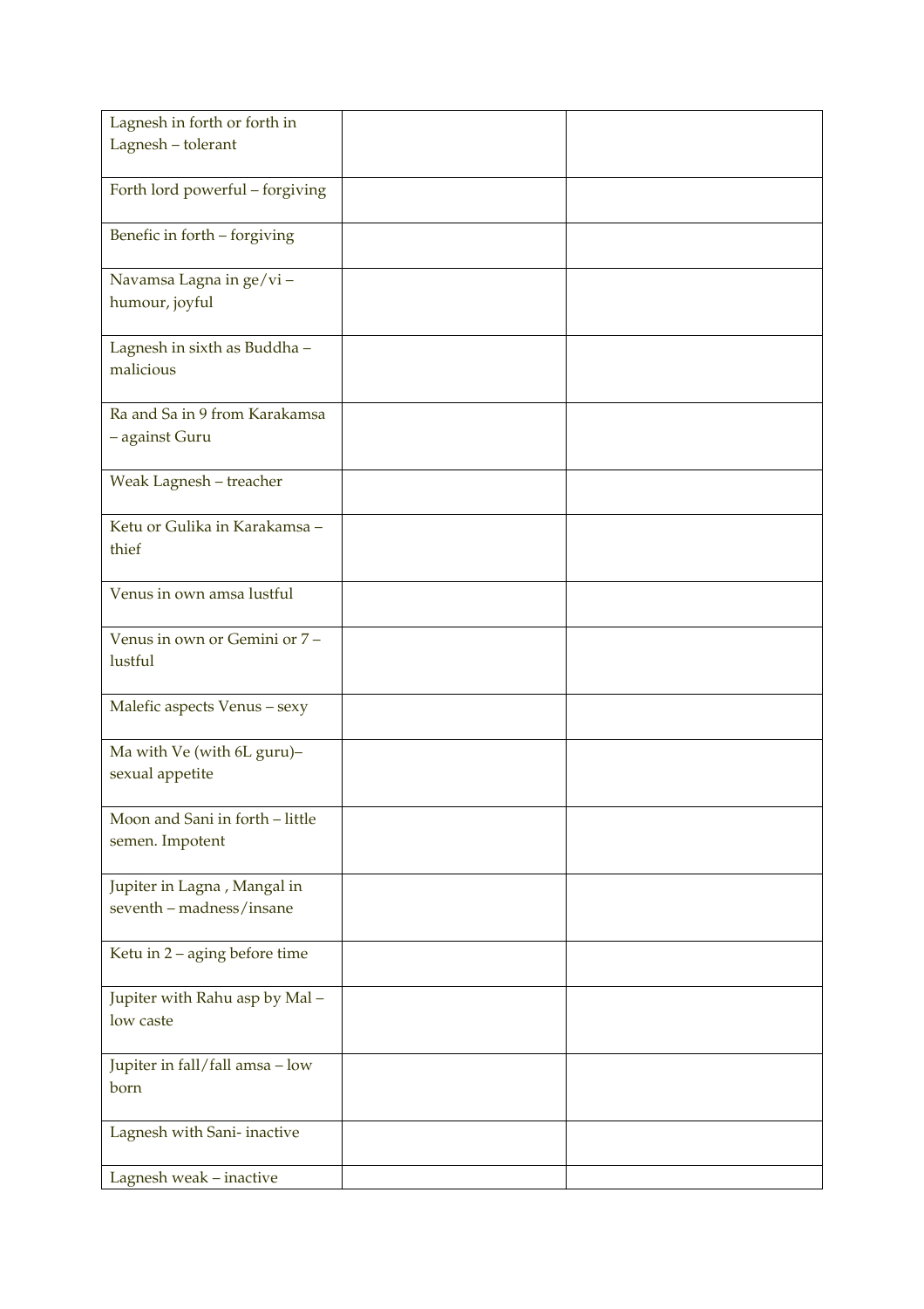| | | |
|---|---|---|
| Lagnesh in forth or forth in Lagnesh – tolerant | | |
| Forth lord powerful – forgiving | | |
| Benefic in forth – forgiving | | |
| Navamsa Lagna in ge/vi – humour, joyful | | |
| Lagnesh in sixth as Buddha – malicious | | |
| Ra and Sa in 9 from Karakamsa – against Guru | | |
| Weak Lagnesh – treacher | | |
| Ketu or Gulika in Karakamsa – thief | | |
| Venus in own amsa lustful | | |
| Venus in own or Gemini or 7 – lustful | | |
| Malefic aspects Venus – sexy | | |
| Ma with Ve (with 6L guru)– sexual appetite | | |
| Moon and Sani in forth – little semen. Impotent | | |
| Jupiter in Lagna , Mangal in seventh – madness/insane | | |
| Ketu in 2 – aging before time | | |
| Jupiter with Rahu asp by Mal – low caste | | |
| Jupiter in fall/fall amsa – low born | | |
| Lagnesh with Sani- inactive | | |
| Lagnesh weak – inactive | | |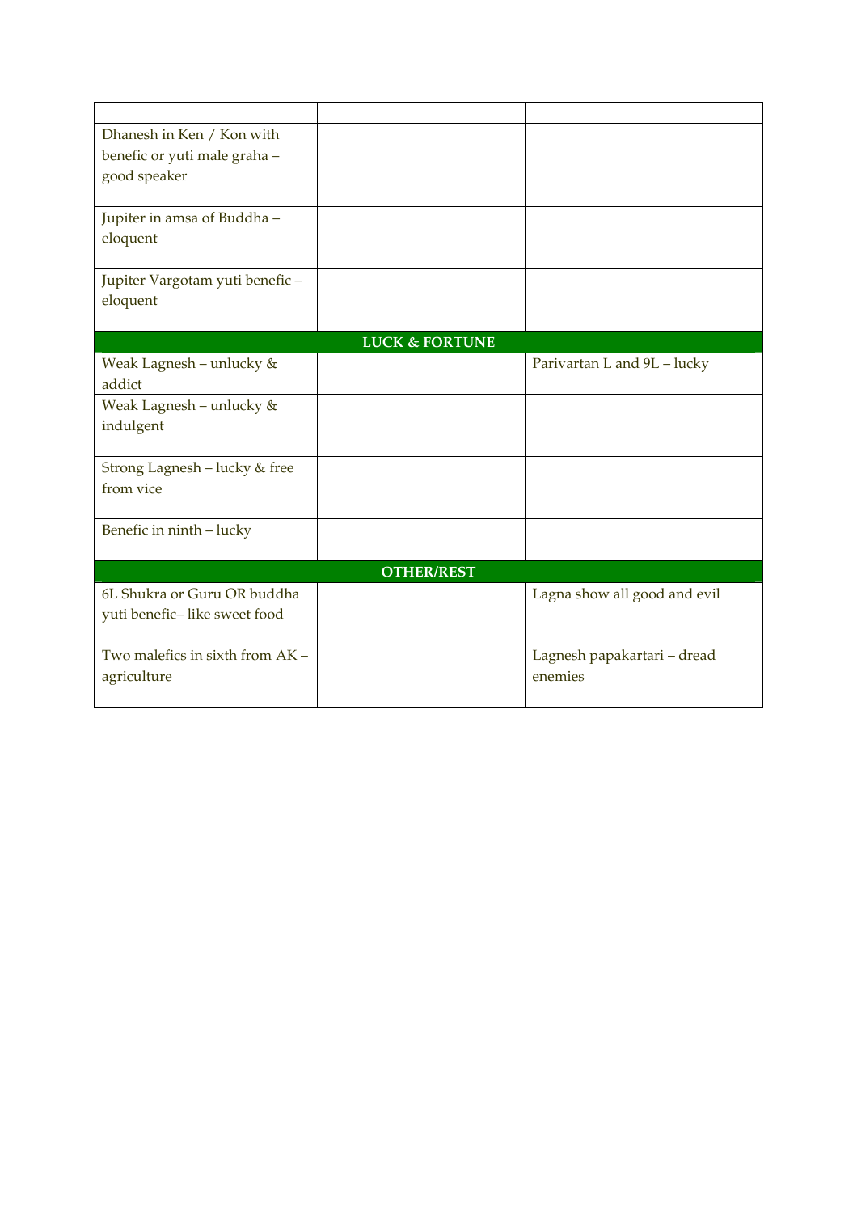| | | |
|---|---|---|
| Dhanesh in Ken / Kon with benefic or yuti male graha – good speaker | | |
| Jupiter in amsa of Buddha – eloquent | | |
| Jupiter Vargotam yuti benefic – eloquent | | |
| **LUCK & FORTUNE** | | |
| Weak Lagnesh – unlucky & addict | | Parivartan L and 9L – lucky |
| Weak Lagnesh – unlucky & indulgent | | |
| Strong Lagnesh – lucky & free from vice | | |
| Benefic in ninth – lucky | | |
| **OTHER/REST** | | |
| 6L Shukra or Guru OR buddha yuti benefic– like sweet food | | Lagna show all good and evil |
| Two malefics in sixth from AK – agriculture | | Lagnesh papakartari – dread enemies |